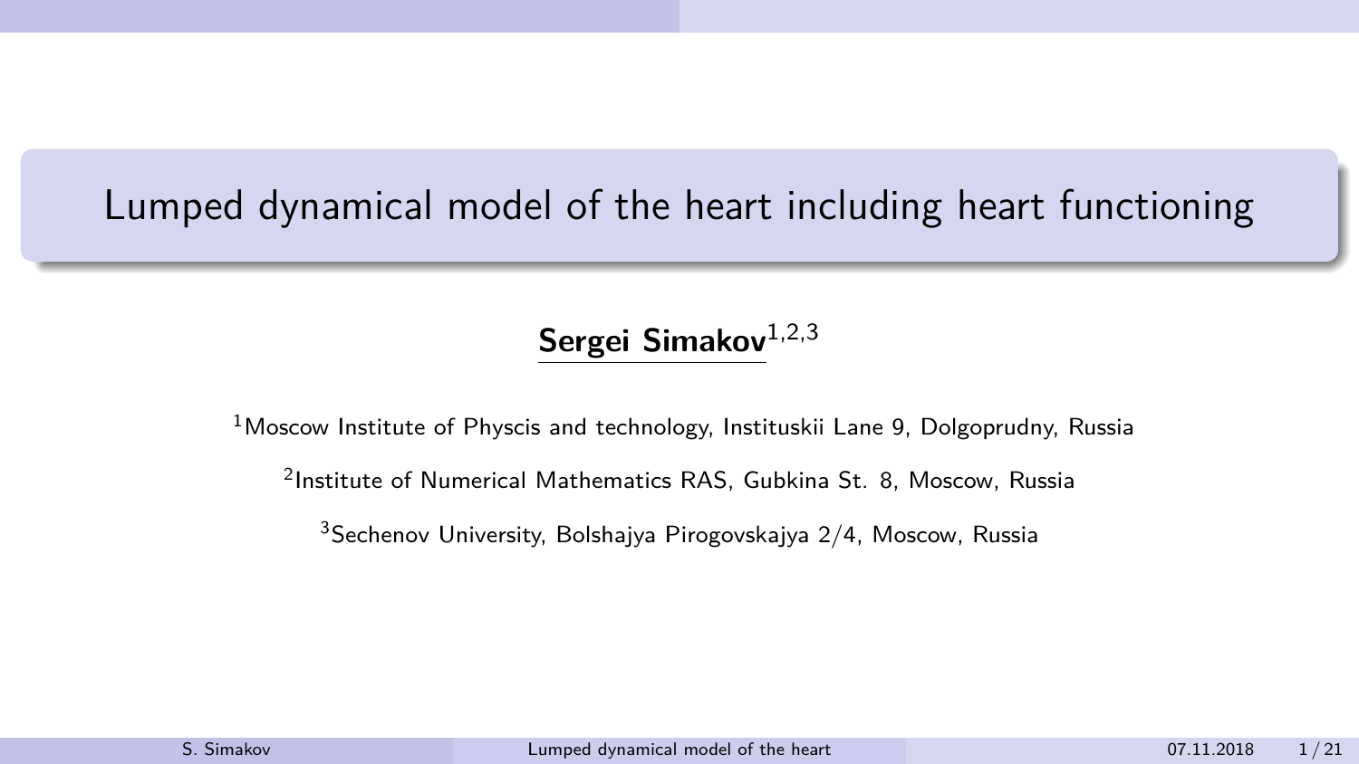# Lumped dynamical model of the heart including heart functioning

**Sergei Simakov**[1,2,3]

[1]Moscow Institute of Physcis and technology, Instituskii Lane 9, Dolgoprudny, Russia

[2]Institute of Numerical Mathematics RAS, Gubkina St. 8, Moscow, Russia

[3]Sechenov University, Bolshajya Pirogovskajya 2/4, Moscow, Russia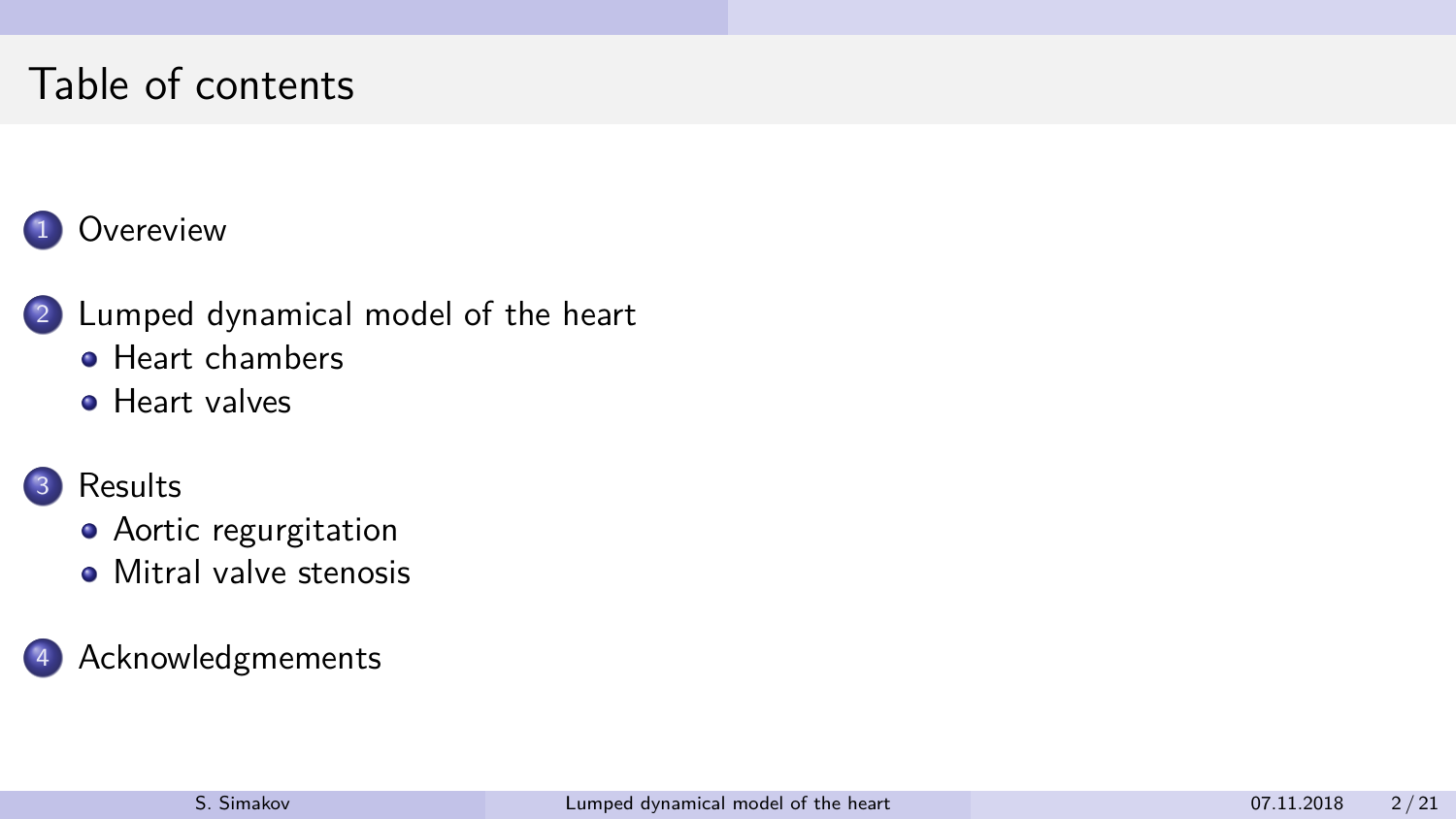# Table of contents

1. Overeview
2. Lumped dynamical model of the heart
   - Heart chambers
   - Heart valves
3. Results
   - Aortic regurgitation
   - Mitral valve stenosis
4. Acknowledgmements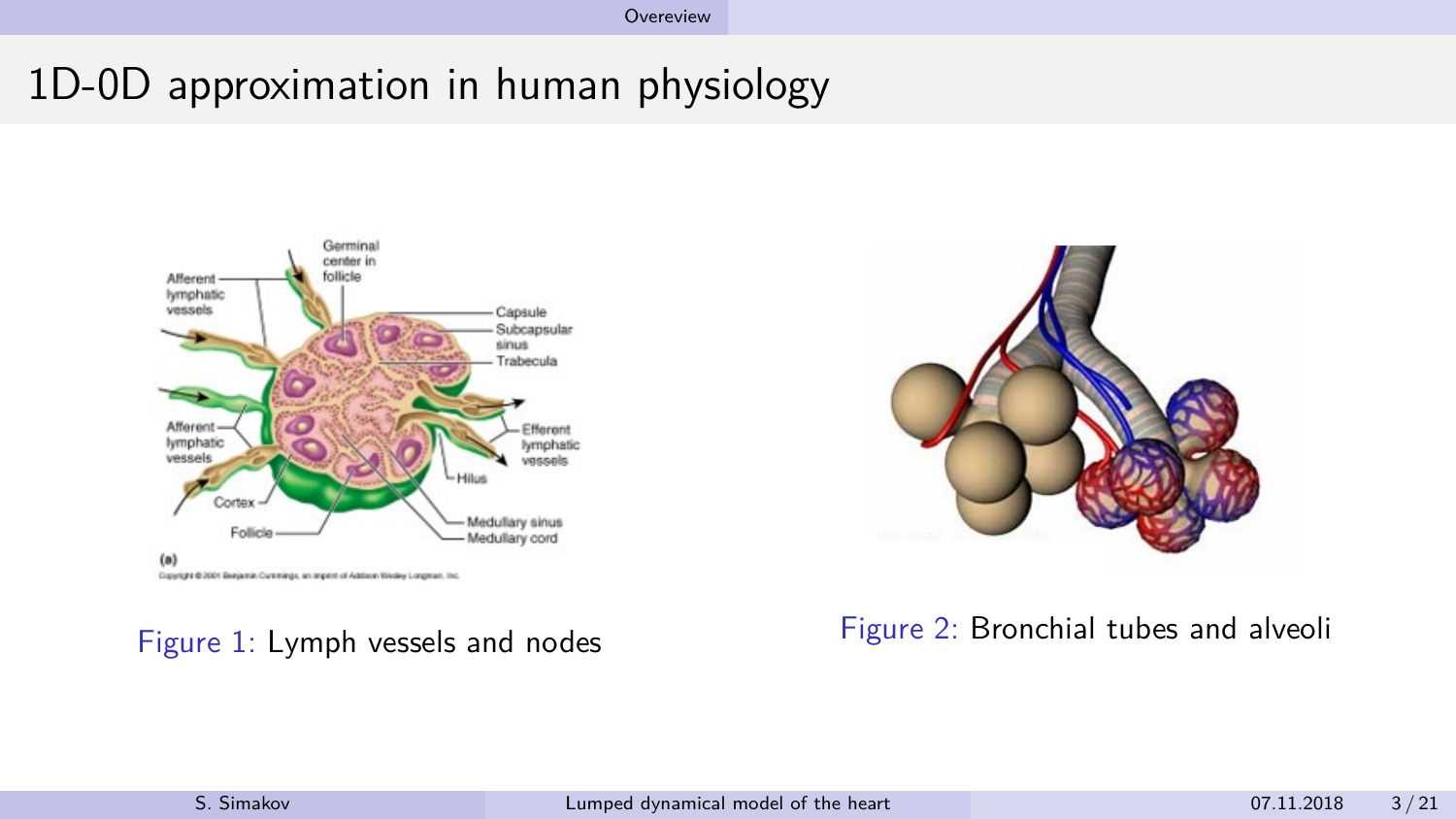# 1D-0D approximation in human physiology

Figure 1: Lymph vessels and nodes

Figure 2: Bronchial tubes and alveoli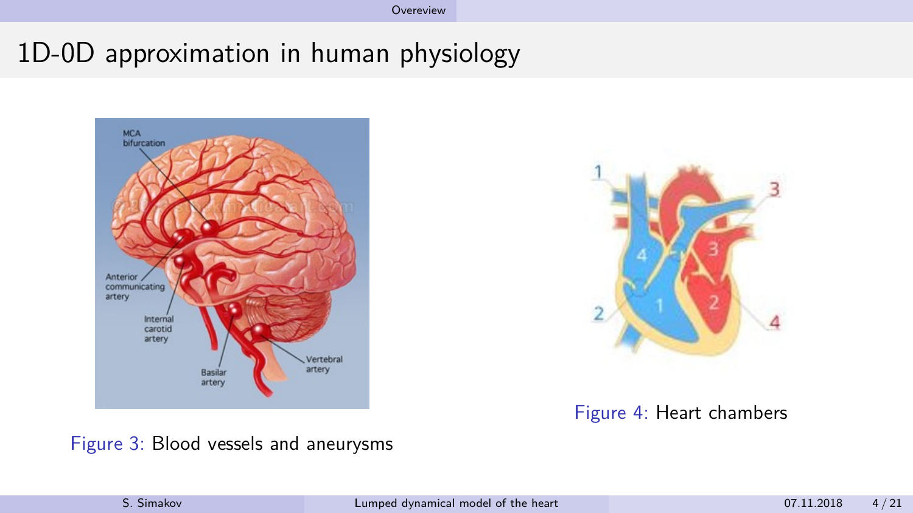# 1D-0D approximation in human physiology

Figure 3: Blood vessels and aneurysms

Figure 4: Heart chambers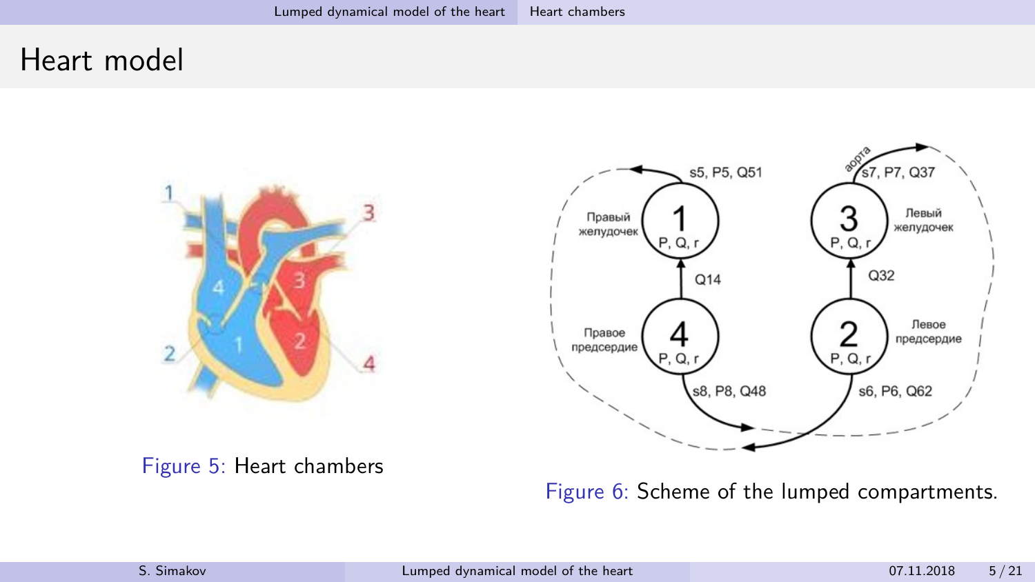# Heart model

Figure 5: Heart chambers

Figure 6: Scheme of the lumped compartments.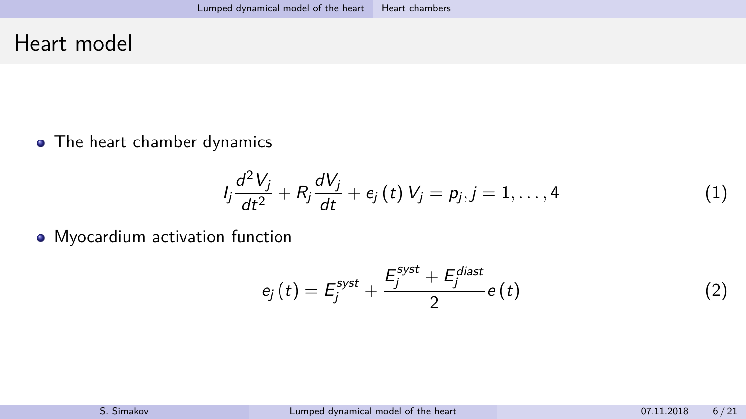# Heart model

- The heart chamber dynamics

$$I_j \frac{d^2 V_j}{dt^2} + R_j \frac{dV_j}{dt} + e_j\left(t\right) V_j = p_j, j = 1, \ldots, 4 \tag{1}$$

- Myocardium activation function

$$e_j\left(t\right) = E_j^{syst} + \frac{E_j^{syst} + E_j^{diast}}{2} e\left(t\right) \tag{2}$$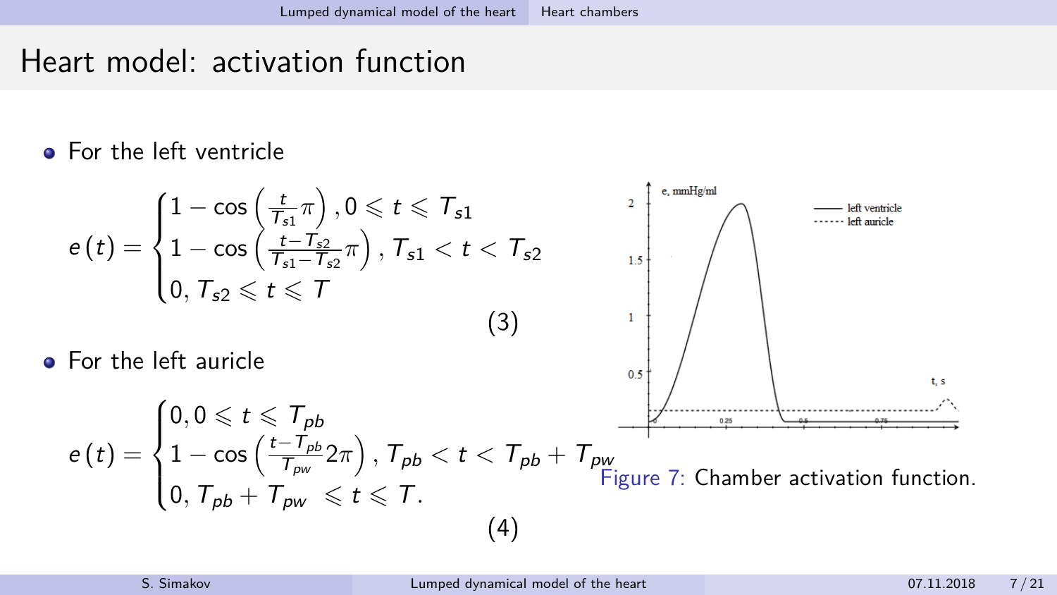# Heart model: activation function

- For the left ventricle

$$
e(t) = \begin{cases} 1 - \cos\left(\frac{t}{T_{s1}}\pi\right), 0 \leqslant t \leqslant T_{s1} \\ 1 - \cos\left(\frac{t - T_{s2}}{T_{s1} - T_{s2}}\pi\right), T_{s1} < t < T_{s2} \\ 0, T_{s2} \leqslant t \leqslant T \end{cases} \tag{3}
$$

- For the left auricle

$$
e(t) = \begin{cases} 0, 0 \leqslant t \leqslant T_{pb} \\ 1 - \cos\left(\frac{t - T_{pb}}{T_{pw}} 2\pi\right), T_{pb} < t < T_{pb} + T_{pw} \\ 0, T_{pb} + T_{pw} \leqslant t \leqslant T. \end{cases} \tag{4}
$$

Figure 7: Chamber activation function.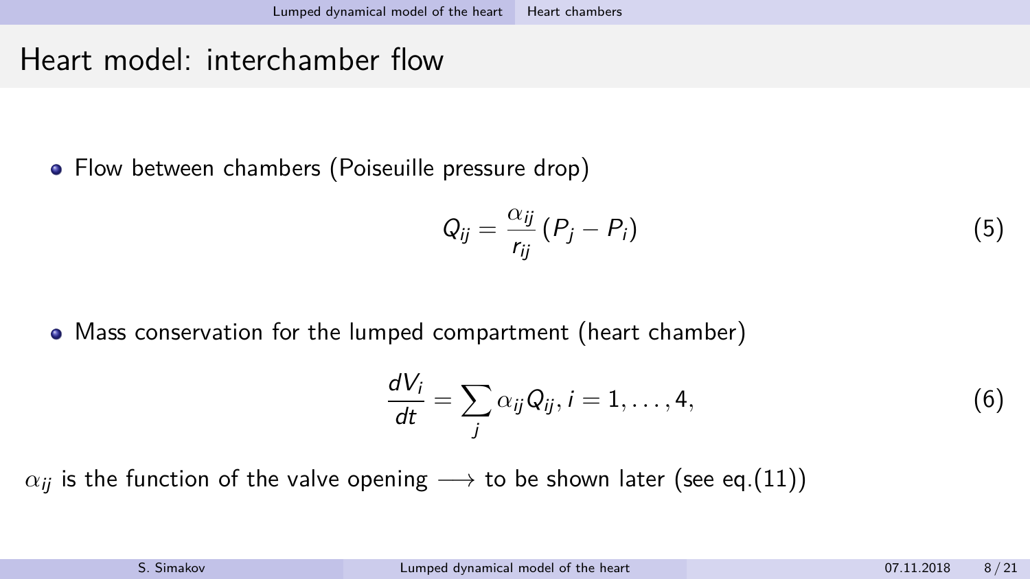# Heart model: interchamber flow

- Flow between chambers (Poiseuille pressure drop)

$$Q_{ij} = \frac{\alpha_{ij}}{r_{ij}} \left(P_j - P_i\right) \tag{5}$$

- Mass conservation for the lumped compartment (heart chamber)

$$\frac{dV_i}{dt} = \sum_j \alpha_{ij} Q_{ij}, i = 1, \ldots, 4, \tag{6}$$

$\alpha_{ij}$ is the function of the valve opening $\longrightarrow$ to be shown later (see eq.(11))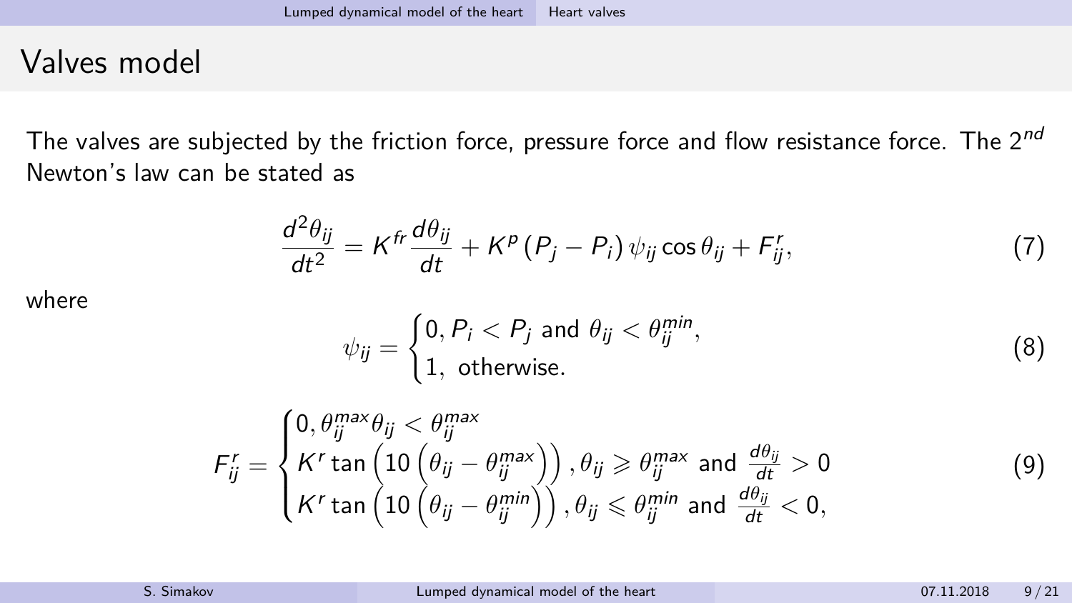# Valves model

The valves are subjected by the friction force, pressure force and flow resistance force. The $2^{nd}$ Newton's law can be stated as

$$\frac{d^2\theta_{ij}}{dt^2} = K^{fr}\frac{d\theta_{ij}}{dt} + K^{p}\left(P_j - P_i\right)\psi_{ij}\cos\theta_{ij} + F^{r}_{ij}, \tag{7}$$

where

$$\psi_{ij} = \begin{cases} 0, P_i < P_j \text{ and } \theta_{ij} < \theta^{min}_{ij}, \\ 1, \text{ otherwise.} \end{cases} \tag{8}$$

$$F^{r}_{ij} = \begin{cases} 0, \theta^{max}_{ij}\theta_{ij} < \theta^{max}_{ij} \\ K^{r}\tan\left(10\left(\theta_{ij} - \theta^{max}_{ij}\right)\right), \theta_{ij} \geqslant \theta^{max}_{ij} \text{ and } \frac{d\theta_{ij}}{dt} > 0 \\ K^{r}\tan\left(10\left(\theta_{ij} - \theta^{min}_{ij}\right)\right), \theta_{ij} \leqslant \theta^{min}_{ij} \text{ and } \frac{d\theta_{ij}}{dt} < 0, \end{cases} \tag{9}$$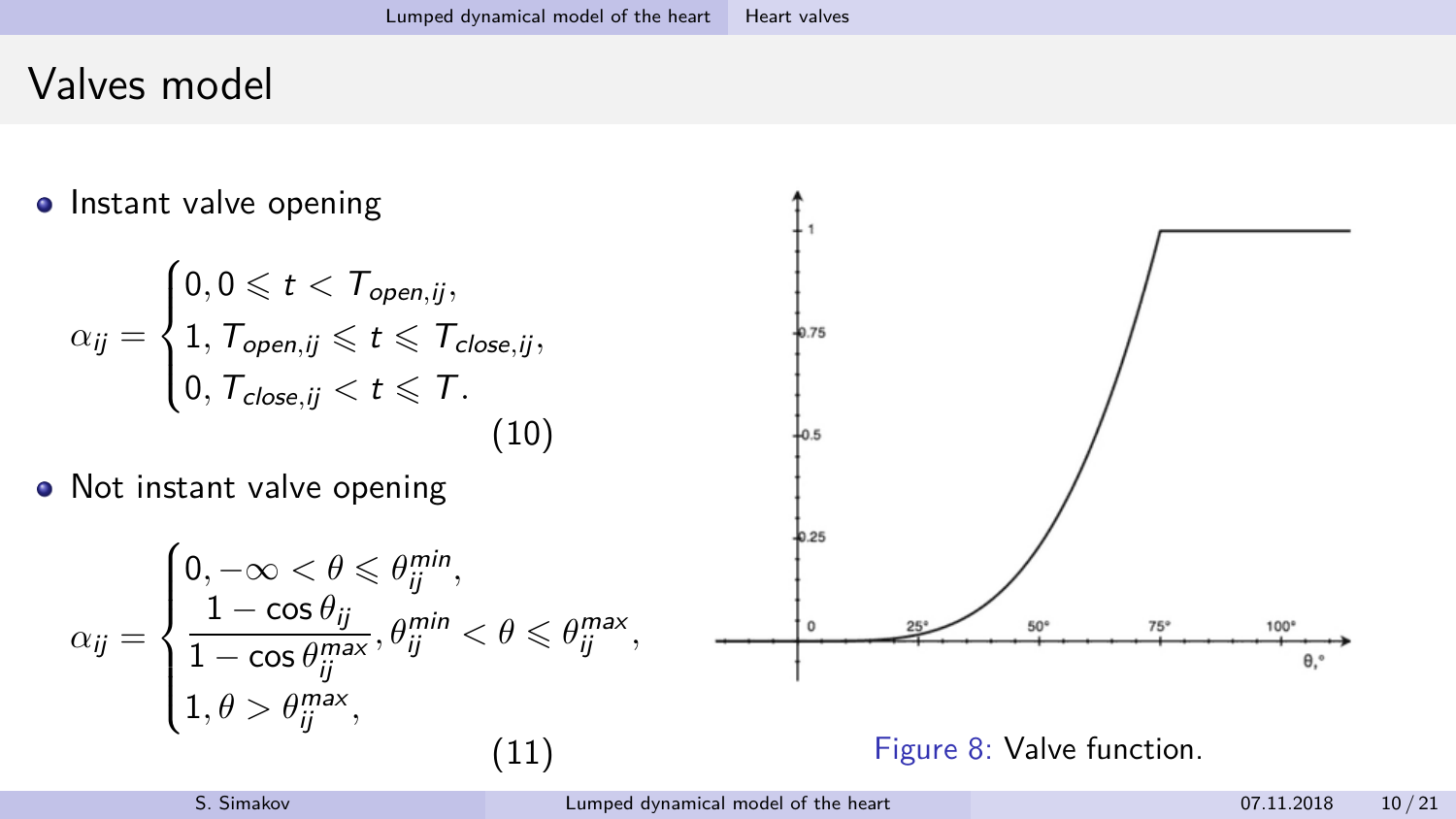# Valves model

- Instant valve opening

$$
\alpha_{ij} = \begin{cases} 0, 0 \leqslant t < T_{open,ij}, \\ 1, T_{open,ij} \leqslant t \leqslant T_{close,ij}, \\ 0, T_{close,ij} < t \leqslant T. \end{cases} \tag{10}
$$

- Not instant valve opening

$$
\alpha_{ij} = \begin{cases} 0, -\infty < \theta \leqslant \theta_{ij}^{min}, \\ \dfrac{1 - \cos\theta_{ij}}{1 - \cos\theta_{ij}^{max}}, \theta_{ij}^{min} < \theta \leqslant \theta_{ij}^{max}, \\ 1, \theta > \theta_{ij}^{max}, \end{cases} \tag{11}
$$

Figure 8: Valve function.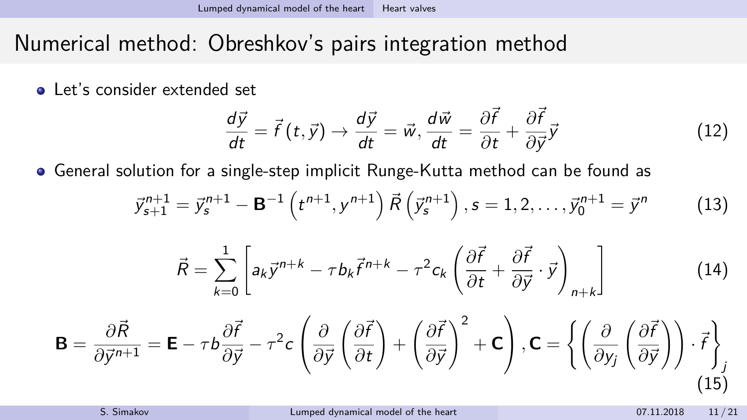# Numerical method: Obreshkov's pairs integration method

- Let's consider extended set

$$\frac{d\vec{y}}{dt} = \vec{f}\left(t, \vec{y}\right) \to \frac{d\vec{y}}{dt} = \vec{w}, \frac{d\vec{w}}{dt} = \frac{\partial \vec{f}}{\partial t} + \frac{\partial \vec{f}}{\partial \vec{y}} \vec{y} \tag{12}$$

- General solution for a single-step implicit Runge-Kutta method can be found as

$$\vec{y}^{n+1}_{s+1} = \vec{y}^{n+1}_{s} - \mathbf{B}^{-1}\left(t^{n+1}, y^{n+1}\right) \vec{R}\left(\vec{y}^{n+1}_{s}\right), s = 1, 2, \ldots, \vec{y}^{n+1}_{0} = \vec{y}^{n} \tag{13}$$

$$\vec{R} = \sum_{k=0}^{1} \left[ a_k \vec{y}^{n+k} - \tau b_k \vec{f}^{n+k} - \tau^2 c_k \left( \frac{\partial \vec{f}}{\partial t} + \frac{\partial \vec{f}}{\partial \vec{y}} \cdot \vec{y} \right)_{n+k} \right] \tag{14}$$

$$\mathbf{B} = \frac{\partial \vec{R}}{\partial \vec{y}^{n+1}} = \mathbf{E} - \tau b \frac{\partial \vec{f}}{\partial \vec{y}} - \tau^2 c \left( \frac{\partial}{\partial \vec{y}} \left( \frac{\partial \vec{f}}{\partial t} \right) + \left( \frac{\partial \vec{f}}{\partial \vec{y}} \right)^2 + \mathbf{C} \right), \mathbf{C} = \left\{ \left( \frac{\partial}{\partial y_j} \left( \frac{\partial \vec{f}}{\partial \vec{y}} \right) \right) \cdot \vec{f} \right\}_j \tag{15}$$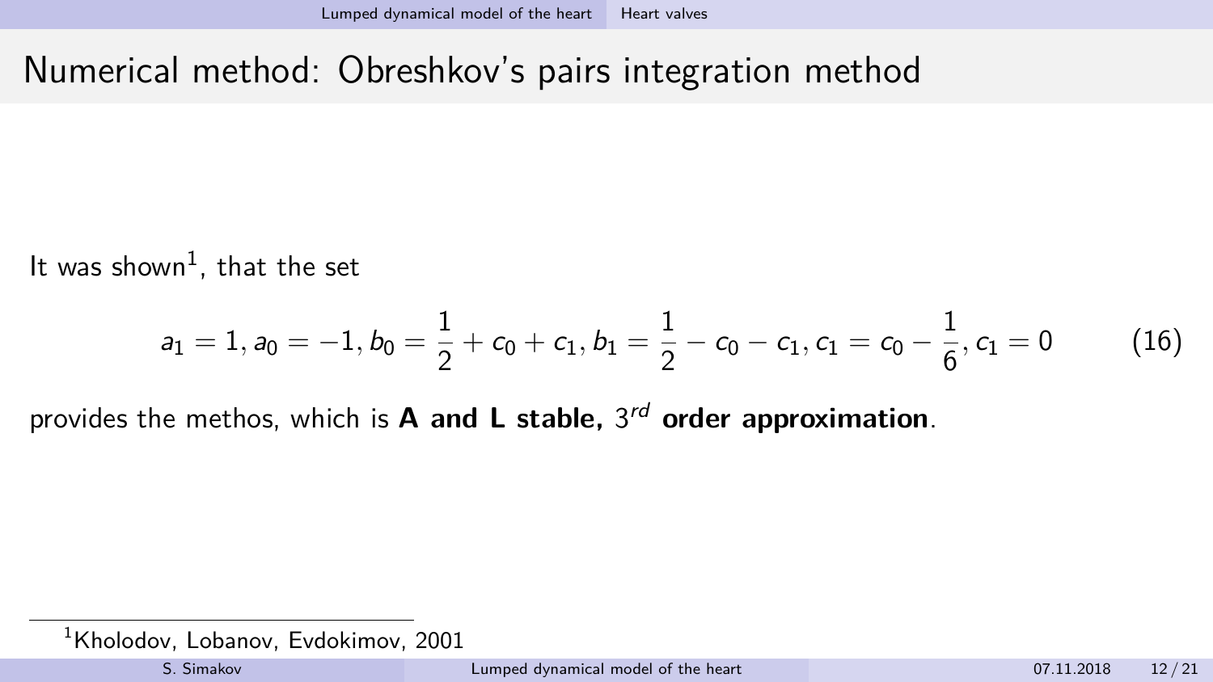# Numerical method: Obreshkov's pairs integration method

It was shown[1], that the set

$$a_1 = 1, a_0 = -1, b_0 = \frac{1}{2} + c_0 + c_1, b_1 = \frac{1}{2} - c_0 - c_1, c_1 = c_0 - \frac{1}{6}, c_1 = 0 \qquad (16)$$

provides the methos, which is **A and L stable,** $3^{rd}$ **order approximation**.

[1] Kholodov, Lobanov, Evdokimov, 2001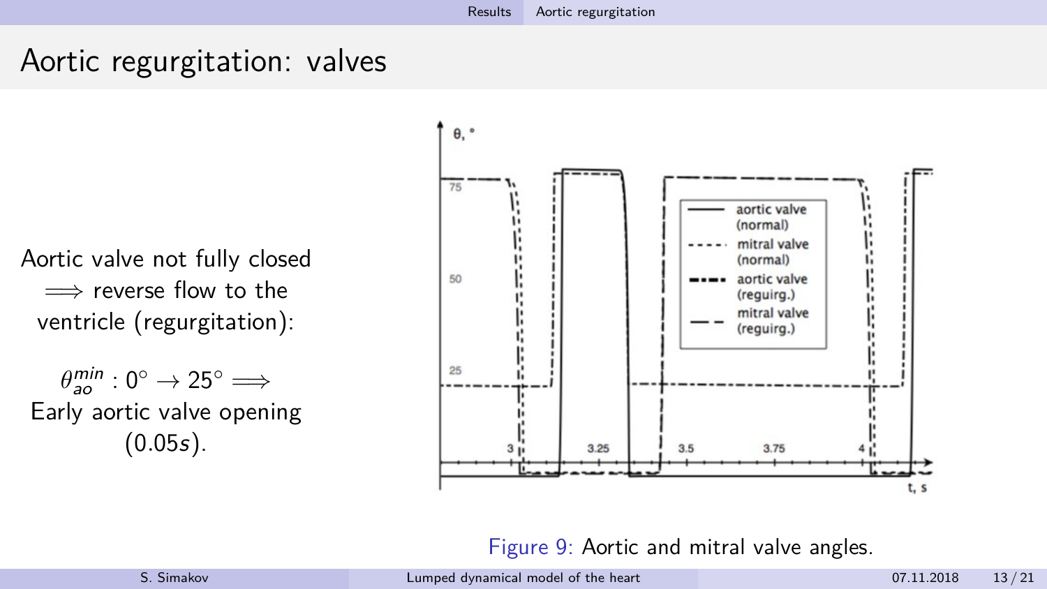# Aortic regurgitation: valves

Aortic valve not fully closed $\Longrightarrow$ reverse flow to the ventricle (regurgitation):

$\theta_{ao}^{min} : 0^\circ \rightarrow 25^\circ \Longrightarrow$ Early aortic valve opening ($0.05s$).

Figure 9: Aortic and mitral valve angles.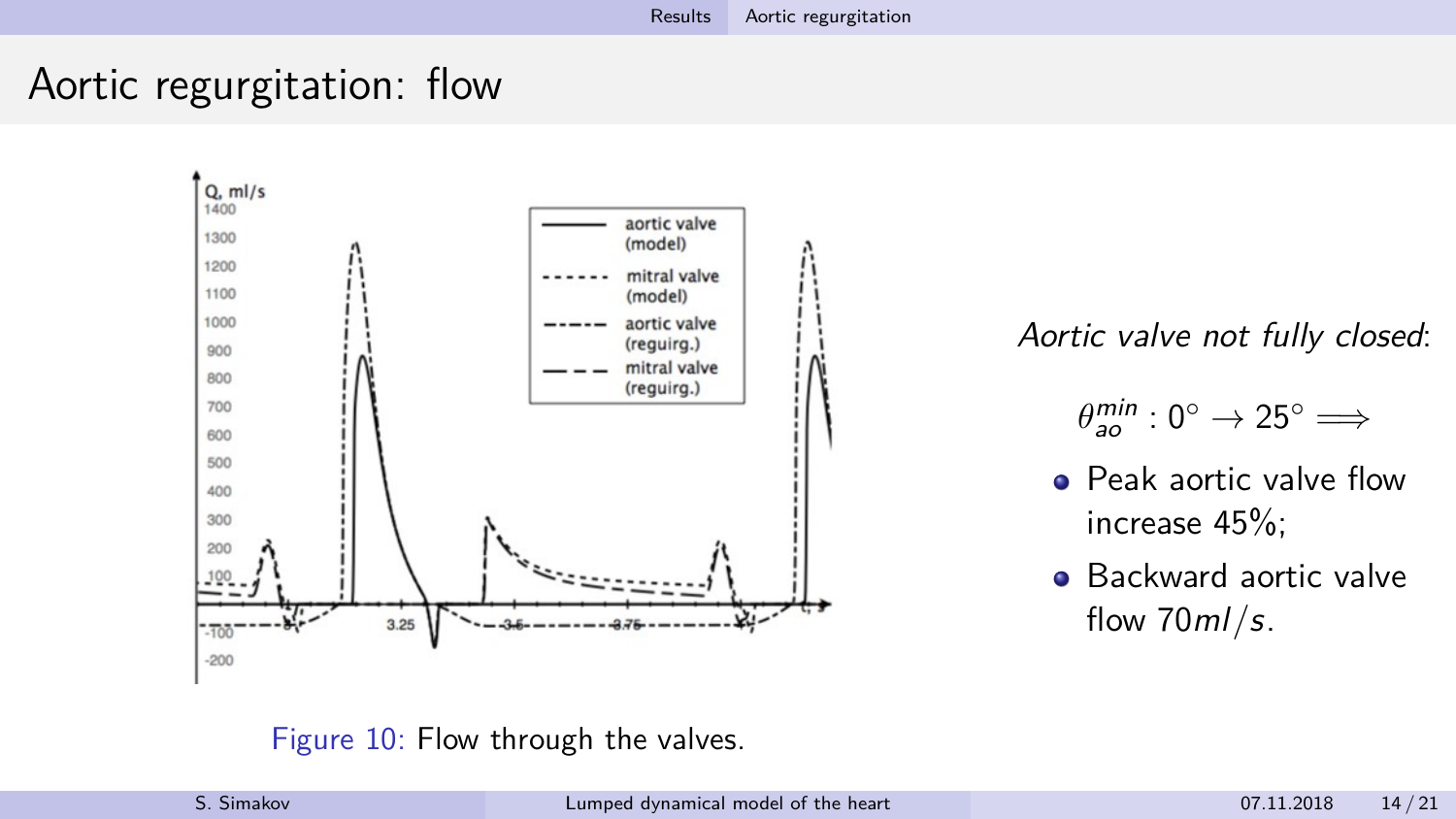# Aortic regurgitation: flow

Figure 10: Flow through the valves.

*Aortic valve not fully closed*:

$$\theta_{ao}^{min} : 0^\circ \rightarrow 25^\circ \Longrightarrow$$

- Peak aortic valve flow increase 45%;
- Backward aortic valve flow $70 ml/s$.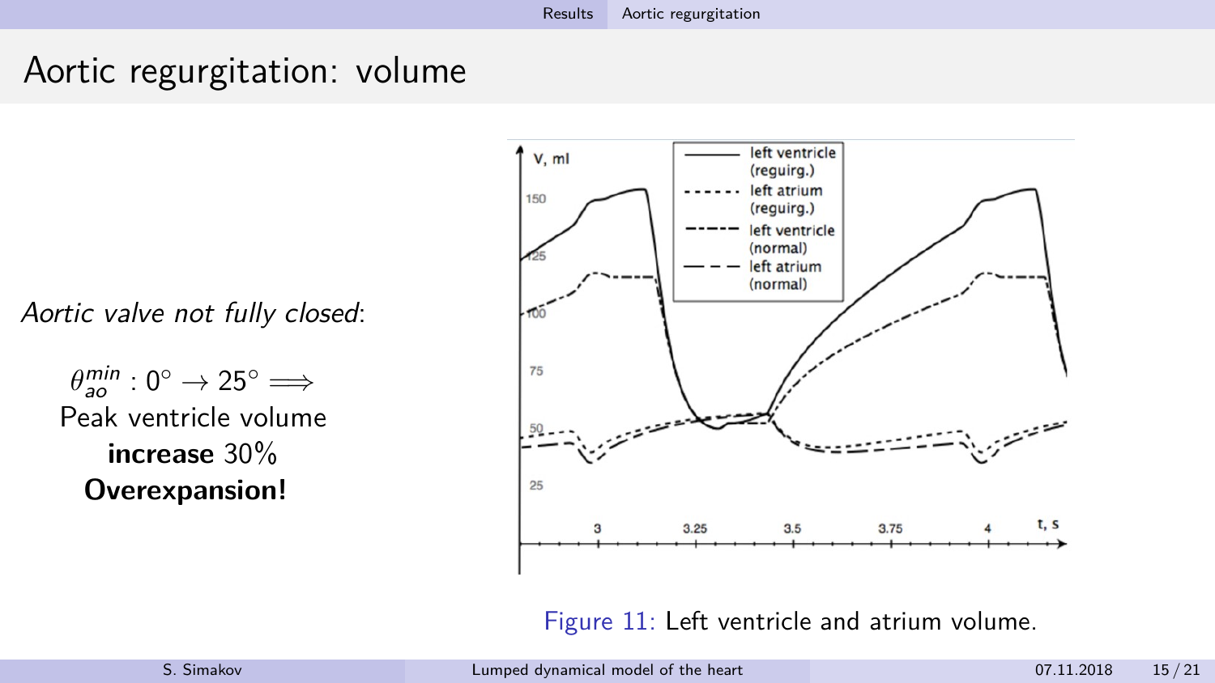# Aortic regurgitation: volume

*Aortic valve not fully closed*:

$\theta_{ao}^{min} : 0^{\circ} \rightarrow 25^{\circ} \Longrightarrow$
Peak ventricle volume **increase** 30%
**Overexpansion!**

Figure 11: Left ventricle and atrium volume.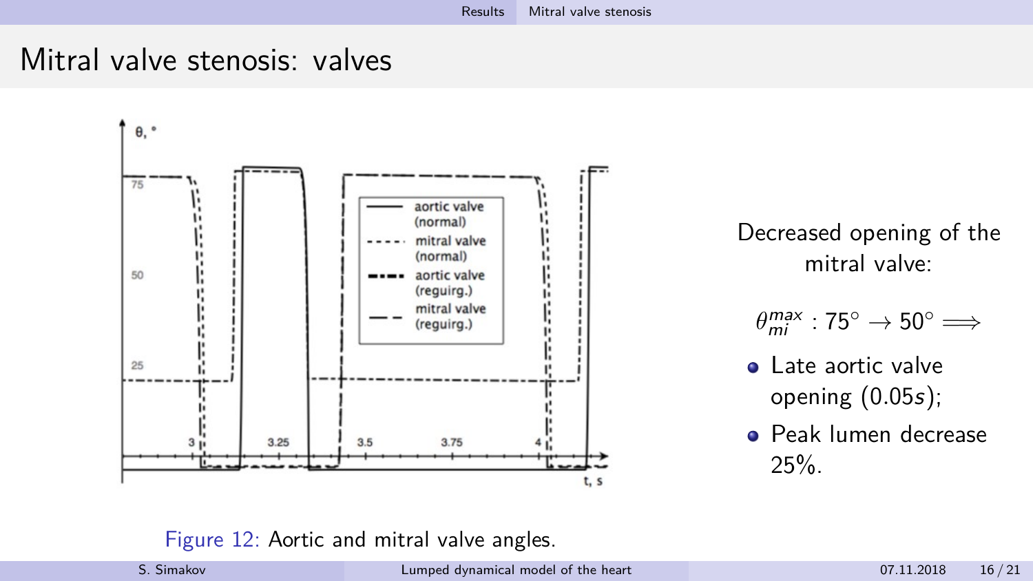# Mitral valve stenosis: valves

Figure 12: Aortic and mitral valve angles.

Decreased opening of the mitral valve:

$\theta_{mi}^{max} : 75^\circ \to 50^\circ \Longrightarrow$

- Late aortic valve opening (0.05$s$);
- Peak lumen decrease 25%.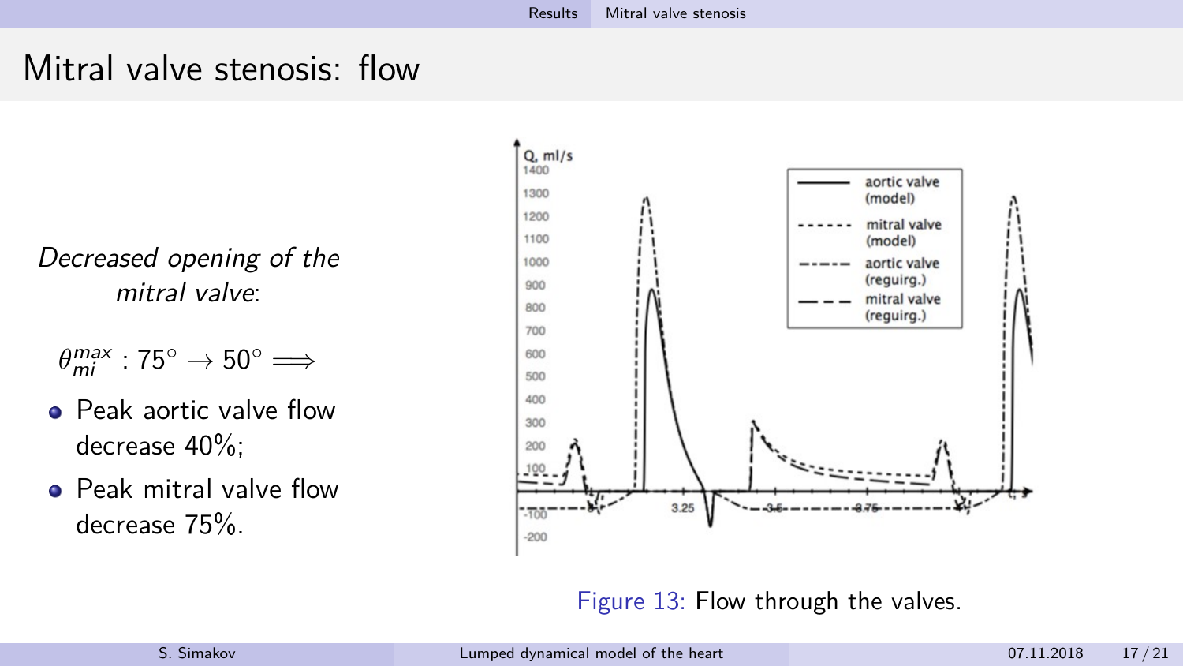# Mitral valve stenosis: flow

*Decreased opening of the mitral valve*:

$\theta_{mi}^{max}$ : $75^\circ \to 50^\circ \Longrightarrow$

- Peak aortic valve flow decrease 40%;
- Peak mitral valve flow decrease 75%.

Figure 13: Flow through the valves.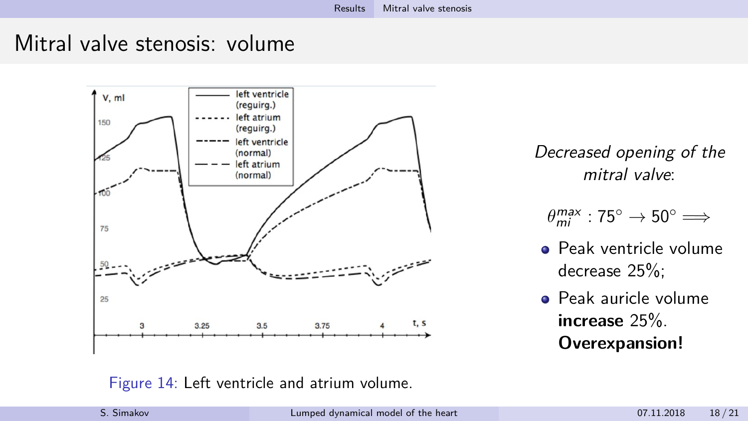# Mitral valve stenosis: volume

Figure 14: Left ventricle and atrium volume.

*Decreased opening of the mitral valve*:

$\theta_{mi}^{max} : 75^\circ \to 50^\circ \implies$

- Peak ventricle volume decrease 25%;
- Peak auricle volume **increase** 25%. **Overexpansion!**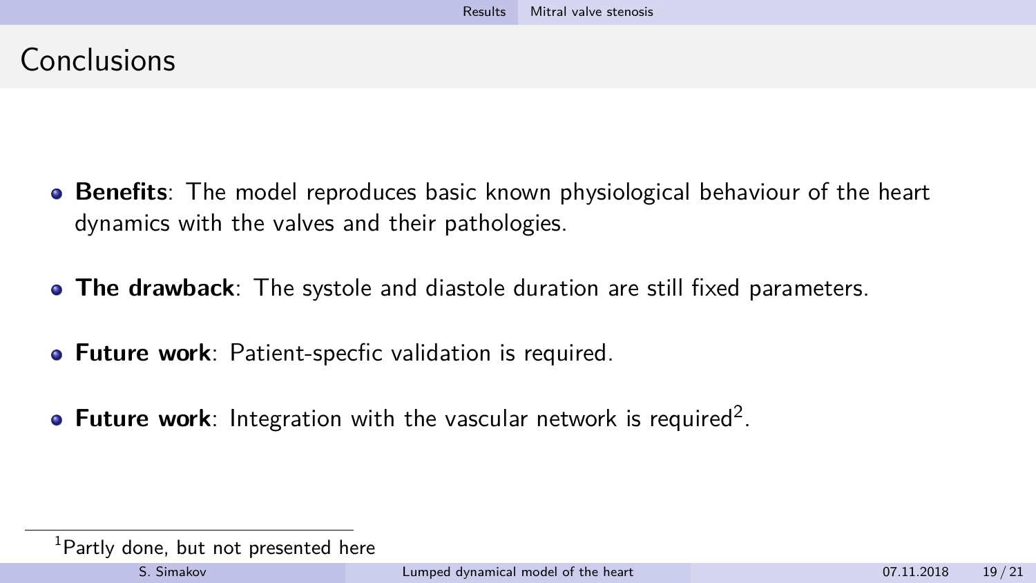# Conclusions

- **Benefits**: The model reproduces basic known physiological behaviour of the heart dynamics with the valves and their pathologies.
- **The drawback**: The systole and diastole duration are still fixed parameters.
- **Future work**: Patient-specfic validation is required.
- **Future work**: Integration with the vascular network is required[2].

[1] Partly done, but not presented here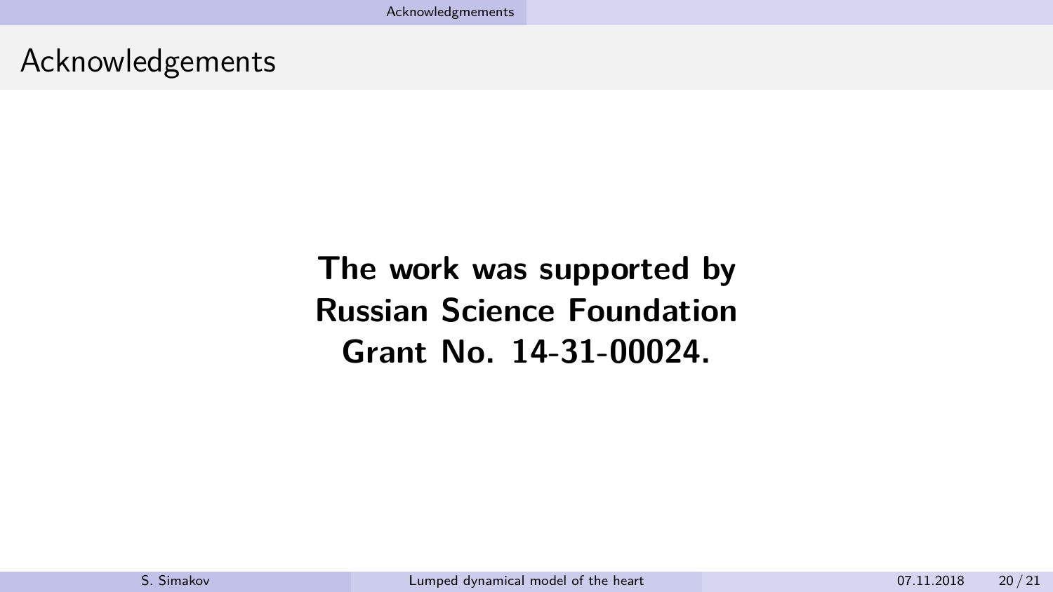# Acknowledgements

**The work was supported by Russian Science Foundation Grant No. 14-31-00024.**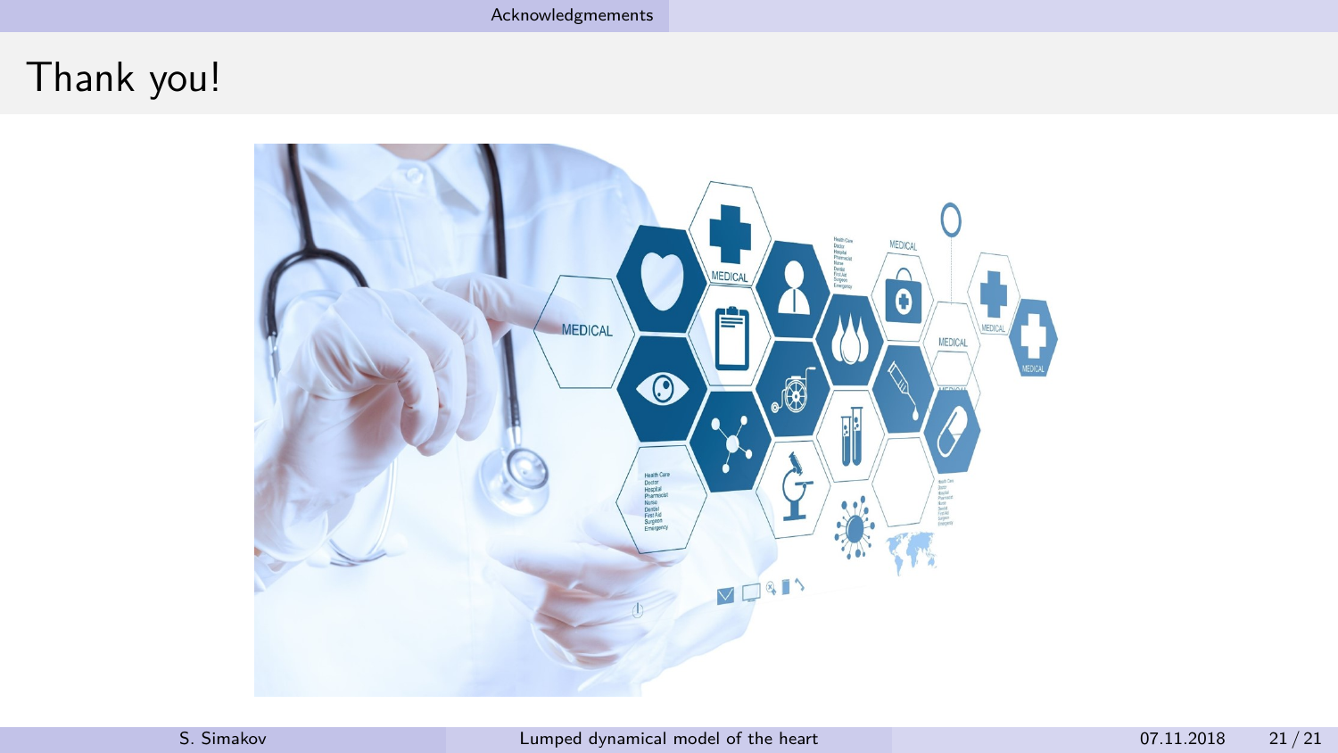# Thank you!